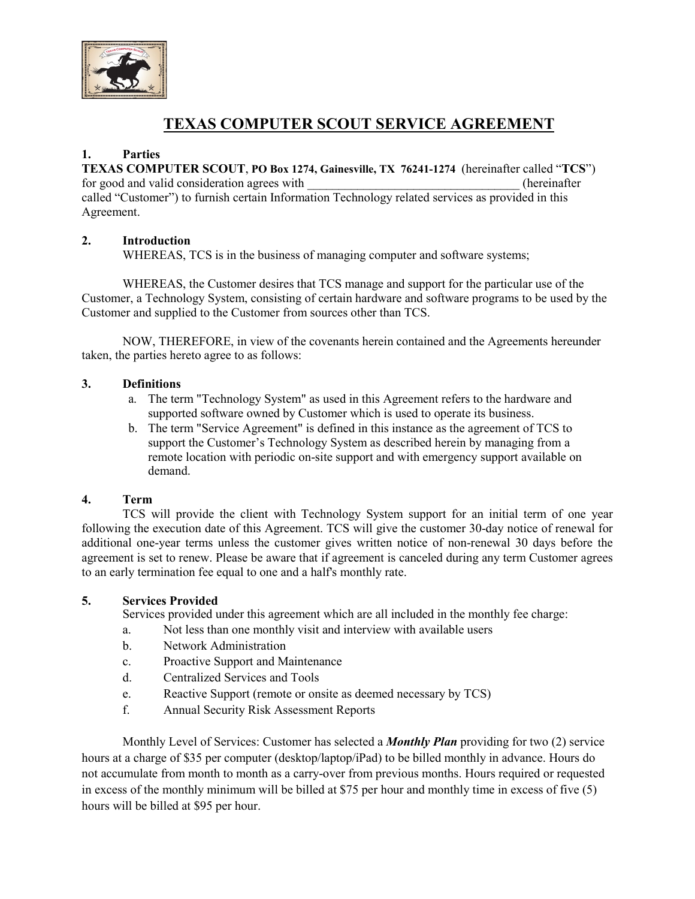# TEXAS COMPUTER SCOUT SERVICE AGREEMENT

**1. Parties**

**TEXAS COMPUTER SCOUT**, **PO Box 1274, Gainesville, TX 76241-1274** (hereinafter called "**TCS**") for good and valid consideration agrees with ___________________________________ (hereinafter called "Customer") to furnish certain Information Technology related services as provided in this Agreement.

**2. Introduction**

WHEREAS, TCS is in the business of managing computer and software systems;

WHEREAS, the Customer desires that TCS manage and support for the particular use of the Customer, a Technology System, consisting of certain hardware and software programs to be used by the Customer and supplied to the Customer from sources other than TCS.

NOW, THEREFORE, in view of the covenants herein contained and the Agreements hereunder taken, the parties hereto agree to as follows:

**3. Definitions**

a. The term "Technology System" as used in this Agreement refers to the hardware and supported software owned by Customer which is used to operate its business.

b. The term "Service Agreement" is defined in this instance as the agreement of TCS to support the Customer's Technology System as described herein by managing from a remote location with periodic on-site support and with emergency support available on demand.

**4. Term**

TCS will provide the client with Technology System support for an initial term of one year following the execution date of this Agreement. TCS will give the customer 30-day notice of renewal for additional one-year terms unless the customer gives written notice of non-renewal 30 days before the agreement is set to renew. Please be aware that if agreement is canceled during any term Customer agrees to an early termination fee equal to one and a half's monthly rate.

**5. Services Provided**

Services provided under this agreement which are all included in the monthly fee charge:

a. Not less than one monthly visit and interview with available users
b. Network Administration
c. Proactive Support and Maintenance
d. Centralized Services and Tools
e. Reactive Support (remote or onsite as deemed necessary by TCS)
f. Annual Security Risk Assessment Reports

Monthly Level of Services: Customer has selected a ***Monthly Plan*** providing for two (2) service hours at a charge of $35 per computer (desktop/laptop/iPad) to be billed monthly in advance. Hours do not accumulate from month to month as a carry-over from previous months. Hours required or requested in excess of the monthly minimum will be billed at $75 per hour and monthly time in excess of five (5) hours will be billed at $95 per hour.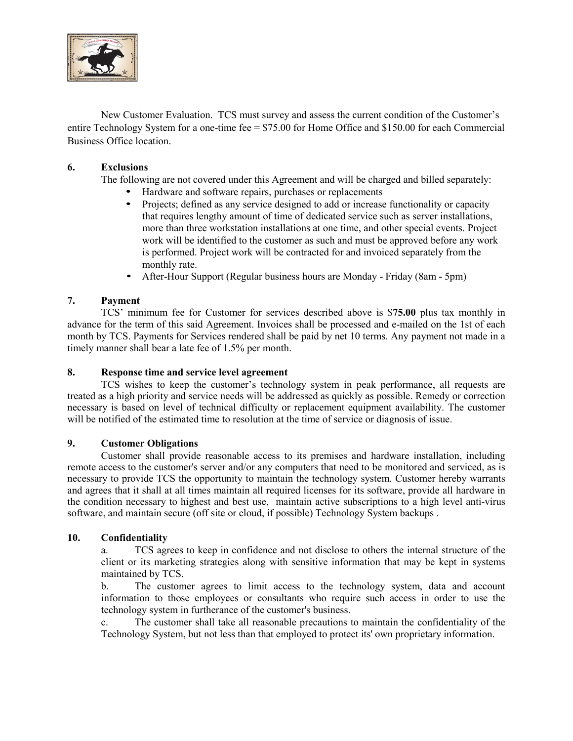New Customer Evaluation. TCS must survey and assess the current condition of the Customer's entire Technology System for a one-time fee = $75.00 for Home Office and $150.00 for each Commercial Business Office location.

## 6. Exclusions

The following are not covered under this Agreement and will be charged and billed separately:

- Hardware and software repairs, purchases or replacements
- Projects; defined as any service designed to add or increase functionality or capacity that requires lengthy amount of time of dedicated service such as server installations, more than three workstation installations at one time, and other special events. Project work will be identified to the customer as such and must be approved before any work is performed. Project work will be contracted for and invoiced separately from the monthly rate.
- After-Hour Support (Regular business hours are Monday - Friday (8am - 5pm)

## 7. Payment

TCS' minimum fee for Customer for services described above is $**75.00** plus tax monthly in advance for the term of this said Agreement. Invoices shall be processed and e-mailed on the 1st of each month by TCS. Payments for Services rendered shall be paid by net 10 terms. Any payment not made in a timely manner shall bear a late fee of 1.5% per month.

## 8. Response time and service level agreement

TCS wishes to keep the customer's technology system in peak performance, all requests are treated as a high priority and service needs will be addressed as quickly as possible. Remedy or correction necessary is based on level of technical difficulty or replacement equipment availability. The customer will be notified of the estimated time to resolution at the time of service or diagnosis of issue.

## 9. Customer Obligations

Customer shall provide reasonable access to its premises and hardware installation, including remote access to the customer's server and/or any computers that need to be monitored and serviced, as is necessary to provide TCS the opportunity to maintain the technology system. Customer hereby warrants and agrees that it shall at all times maintain all required licenses for its software, provide all hardware in the condition necessary to highest and best use, maintain active subscriptions to a high level anti-virus software, and maintain secure (off site or cloud, if possible) Technology System backups .

## 10. Confidentiality

a. TCS agrees to keep in confidence and not disclose to others the internal structure of the client or its marketing strategies along with sensitive information that may be kept in systems maintained by TCS.

b. The customer agrees to limit access to the technology system, data and account information to those employees or consultants who require such access in order to use the technology system in furtherance of the customer's business.

c. The customer shall take all reasonable precautions to maintain the confidentiality of the Technology System, but not less than that employed to protect its' own proprietary information.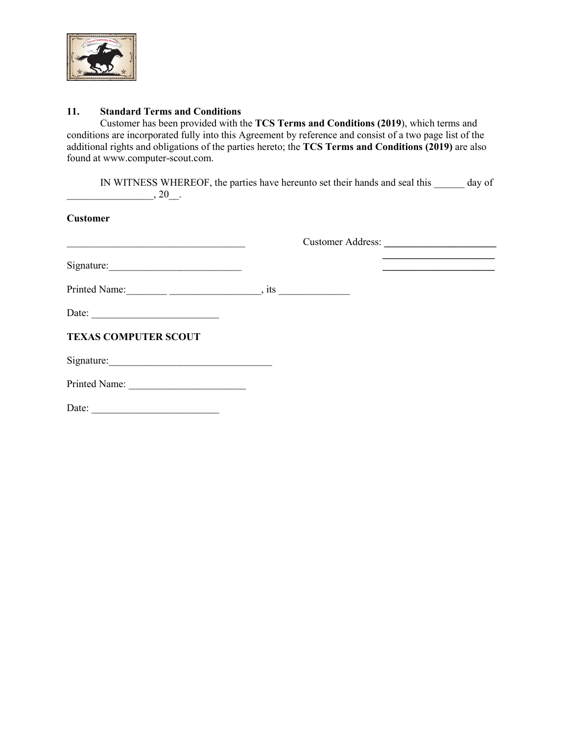**11. Standard Terms and Conditions**

Customer has been provided with the **TCS Terms and Conditions (2019**), which terms and conditions are incorporated fully into this Agreement by reference and consist of a two page list of the additional rights and obligations of the parties hereto; the **TCS Terms and Conditions (2019)** are also found at www.computer-scout.com.

IN WITNESS WHEREOF, the parties have hereunto set their hands and seal this ______ day of _________________, 20__.

**Customer**

____________________________________ Customer Address: **______________________**

**______________________**

Signature:__________________________ **______________________**

Printed Name:________ __________________, its ______________

Date: _________________________

**TEXAS COMPUTER SCOUT**

Signature:________________________________

Printed Name: _______________________

Date: _________________________